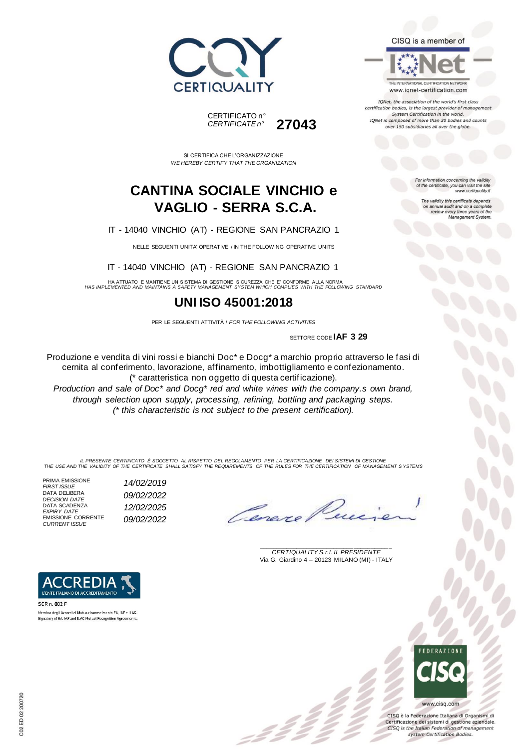CERTIQUALITY

CISQ is a member of

IQNet

THE INTERNATIONAL CERTIFICATION NETWORK

www.iqnet-certification.com

*IQNet, the association of the world's first class certification bodies, is the largest provider of management System Certification in the world. IQNet is composed of more than 30 bodies and counts over 150 subsidiaries all over the globe.*

CERTIFICATO n°
*CERTIFICATE n°* **27043**

SI CERTIFICA CHE L'ORGANIZZAZIONE
*WE HEREBY CERTIFY THAT THE ORGANIZATION*

*For information concerning the validity of the certificate, you can visit the site www.certiquality.it*

*The validity this certificate depends on annual audit and on a complete review every three years of the Management System.*

# CANTINA SOCIALE VINCHIO e VAGLIO - SERRA S.C.A.

IT - 14040 VINCHIO (AT) - REGIONE SAN PANCRAZIO 1

NELLE SEGUENTI UNITA' OPERATIVE / IN THE FOLLOWING OPERATIVE UNITS

IT - 14040 VINCHIO (AT) - REGIONE SAN PANCRAZIO 1

HA ATTUATO E MANTIENE UN SISTEMA DI GESTIONE SICUREZZA CHE E' CONFORME ALLA NORMA
*HAS IMPLEMENTED AND MAINTAINS A SAFETY MANAGEMENT SYSTEM WHICH COMPLIES WITH THE FOLLOWING STANDARD*

## UNI ISO 45001:2018

PER LE SEGUENTI ATTIVITÀ / *FOR THE FOLLOWING ACTIVITIES*

SETTORE CODE **IAF 3 29**

Produzione e vendita di vini rossi e bianchi Doc* e Docg* a marchio proprio attraverso le fasi di cernita al conferimento, lavorazione, affinamento, imbottigliamento e confezionamento. (* caratteristica non oggetto di questa certificazione).

*Production and sale of Doc* and Docg* red and white wines with the company.s own brand, through selection upon supply, processing, refining, bottling and packaging steps. (* this characteristic is not subject to the present certification).*

*IL PRESENTE CERTIFICATO È SOGGETTO AL RISPETTO DEL REGOLAMENTO PER LA CERTIFICAZIONE DEI SISTEMI DI GESTIONE*
*THE USE AND THE VALIDITY OF THE CERTIFICATE SHALL SATISFY THE REQUIREMENTS OF THE RULES FOR THE CERTIFICATION OF MANAGEMENT S YSTEMS*

| | |
|---|---|
| PRIMA EMISSIONE *FIRST ISSUE* | *14/02/2019* |
| DATA DELIBERA *DECISION DATE* | *09/02/2022* |
| DATA SCADENZA *EXPIRY DATE* | *12/02/2025* |
| EMISSIONE CORRENTE *CURRENT ISSUE* | *09/02/2022* |

*CERTIQUALITY S.r.l. IL PRESIDENTE*
Via G. Giardino 4 – 20123 MILANO (MI) - ITALY

ACCREDIA
L'ENTE ITALIANO DI ACCREDITAMENTO

SCR n. 002 F

Membro degli Accordi di Mutuo riconoscimento EA, IAF e ILAC.
Signatory of EA, IAF and ILAC Mutual Recognition Agreements.

FEDERAZIONE CISQ

www.cisq.com

CISQ è la Federazione Italiana di Organismi di Certificazione dei sistemi di gestione aziendale.
*CISQ is the Italian Federation of management system Certification Bodies.*

C02 ED 02 200720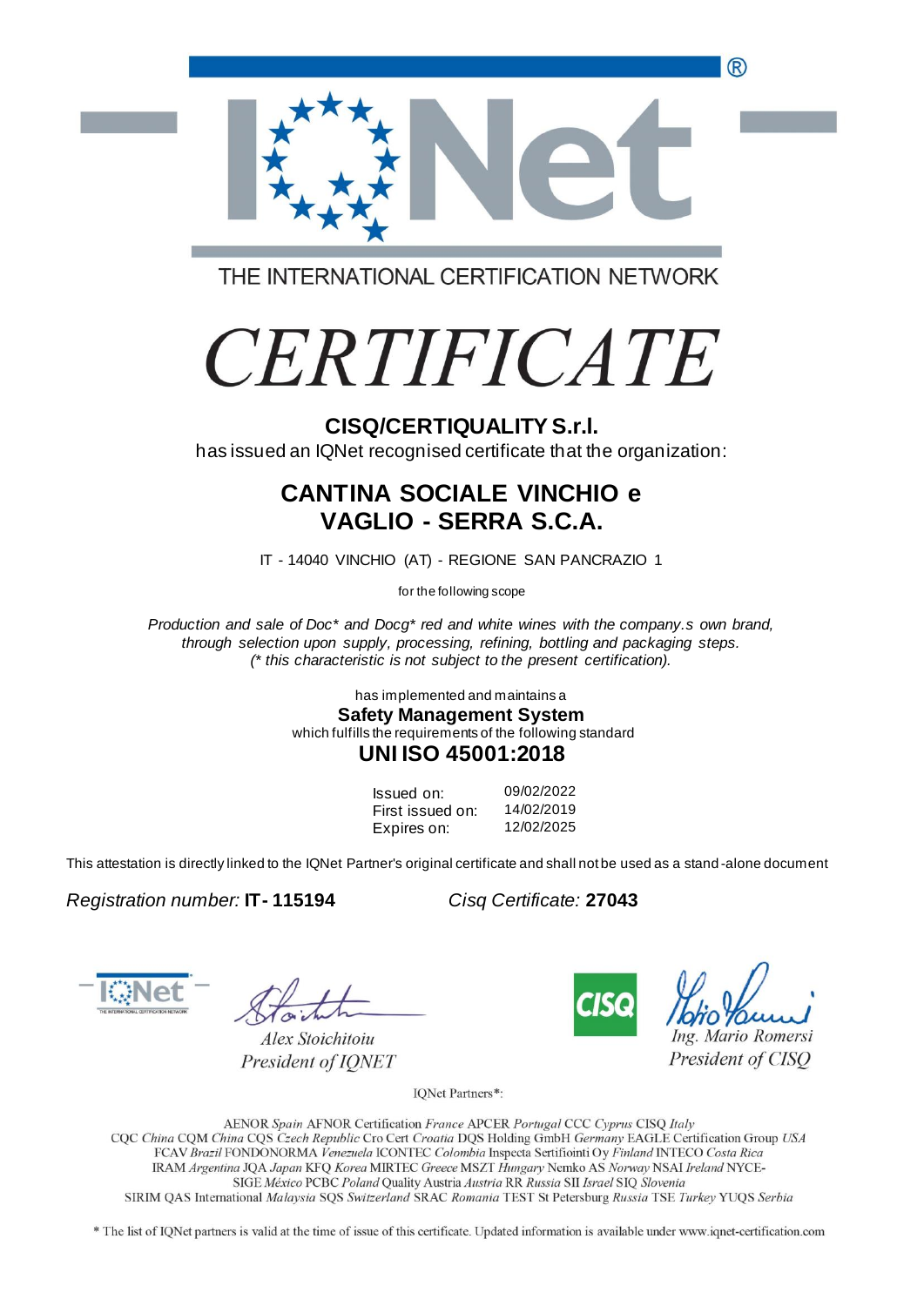THE INTERNATIONAL CERTIFICATION NETWORK

# *CERTIFICATE*

## CISQ/CERTIQUALITY S.r.l.

has issued an IQNet recognised certificate that the organization:

## CANTINA SOCIALE VINCHIO e VAGLIO - SERRA S.C.A.

IT - 14040 VINCHIO (AT) - REGIONE SAN PANCRAZIO 1

for the following scope

*Production and sale of Doc* and Docg* red and white wines with the company.s own brand, through selection upon supply, processing, refining, bottling and packaging steps. (* this characteristic is not subject to the present certification).*

has implemented and maintains a

**Safety Management System**

which fulfills the requirements of the following standard

## UNI ISO 45001:2018

| | |
|---|---|
| Issued on: | 09/02/2022 |
| First issued on: | 14/02/2019 |
| Expires on: | 12/02/2025 |

This attestation is directly linked to the IQNet Partner's original certificate and shall not be used as a stand-alone document

*Registration number:* **IT - 115194** *Cisq Certificate:* **27043**

*Alex Stoichitoiu*
*President of IQNET*

*Ing. Mario Romersi*
*President of CISQ*

IQNet Partners*:

AENOR *Spain* AFNOR Certification *France* APCER *Portugal* CCC *Cyprus* CISQ *Italy*
CQC *China* CQM *China* CQS *Czech Republic* Cro Cert *Croatia* DQS Holding GmbH *Germany* EAGLE Certification Group *USA*
FCAV *Brazil* FONDONORMA *Venezuela* ICONTEC *Colombia* Inspecta Sertifiointi Oy *Finland* INTECO *Costa Rica*
IRAM *Argentina* JQA *Japan* KFQ *Korea* MIRTEC *Greece* MSZT *Hungary* Nemko AS *Norway* NSAI *Ireland* NYCE-SIGE *México* PCBC *Poland* Quality Austria *Austria* RR *Russia* SII *Israel* SIQ *Slovenia*
SIRIM QAS International *Malaysia* SQS *Switzerland* SRAC *Romania* TEST St Petersburg *Russia* TSE *Turkey* YUQS *Serbia*

* The list of IQNet partners is valid at the time of issue of this certificate. Updated information is available under www.iqnet-certification.com